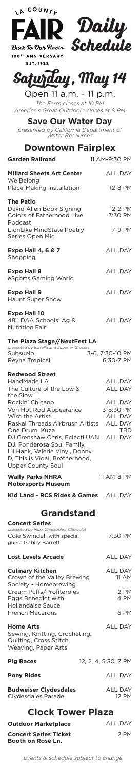LA COUNTY FAIR

Back To Our Roots

100TH ANNIVERSARY

EST. 1922

Daily Schedule

# Saturday, May 14

Open 11 a.m. - 11 p.m.

*The Farm closes at 10 PM*

*America's Great Outdoors closes at 8 PM*

**Save Our Water Day**

*presented by California Department of Water Resources*

## Downtown Fairplex

**Garden Railroad** 11 AM-9:30 PM

**Millard Sheets Art Center** ALL DAY

We Belong

Place-Making Installation 12-8 PM

**The Patio**

David Allen Book Signing 12-2 PM

Colors of Fatherhood Live Podcast 3:30 PM

LionLike MindState Poetry Series Open Mic 7-9 PM

**Expo Hall 4, 6 & 7** ALL DAY

Shopping

**Expo Hall 8** ALL DAY

eSports Gaming World

**Expo Hall 9** ALL DAY

Haunt Super Show

**Expo Hall 10**

48th DAA Schools' Ag & Nutrition Fair ALL DAY

**The Plaza Stage//NextFest LA**

*presented by Estrella and Superior Grocers*

Subsuelo 3-6, 7:30-10 PM

Reyna Tropical 6:30-7 PM

**Redwood Street**

HandMade LA ALL DAY

The Culture of the Low & the Slow ALL DAY

Rockin' Chicano ALL DAY

Von Hot Rod Appearance 3-8:30 PM

Wiro the Artist ALL DAY

Raskal Threads Airbrush Artists ALL DAY

One Drum, Kuza TBD

DJ Crenshaw Chris, EclectilUAN DJ, Ponderosa Soul Family, Lil Hank, Valerie Vinyl, Donny D, This is Vidal, Brotherhood, Upper County Soul ALL DAY

**Wally Parks NHRA Motorsports Museum** 11 AM-8 PM

**Kid Land - RCS Rides & Games** ALL DAY

## Grandstand

**Concert Series**

*presented by Mark Christopher Chevrolet*

Cole Swindell with special guest Gabby Barrett 7:30 PM

**Lost Levels Arcade** ALL DAY

**Culinary Kitchen** ALL DAY

Crown of the Valley Brewing Society - Homebrewing 11 AM

Cream Puffs/Profiteroles 2 PM

Eggs Benedict with Hollandaise Sauce 4 PM

French Macarons 6 PM

**Home Arts** ALL DAY

Sewing, Knitting, Crocheting, Quilting, Cross Stitch, Weaving, Paper Arts

**Pig Races** 12, 2, 4, 5:30, 7 PM

**Pony Rides** ALL DAY

**Budweiser Clydesdales** ALL DAY

Clydesdales Parade 12 PM

## Clock Tower Plaza

**Outdoor Marketplace** ALL DAY

**Concert Series Ticket Booth on Rose Ln.** 2 PM

*Events & schedule subject to change.*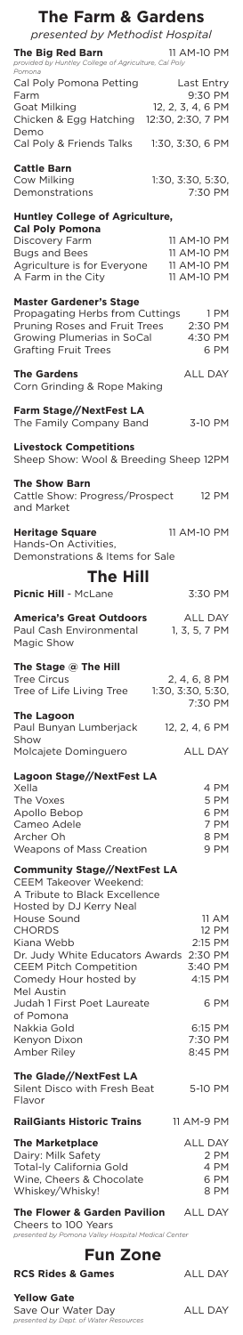# The Farm & Gardens

*presented by Methodist Hospital*

**The Big Red Barn** 11 AM-10 PM
*provided by Huntley College of Agriculture, Cal Poly Pomona*

Cal Poly Pomona Petting Farm — Last Entry 9:30 PM
Goat Milking — 12, 2, 3, 4, 6 PM
Chicken & Egg Hatching Demo — 12:30, 2:30, 7 PM
Cal Poly & Friends Talks — 1:30, 3:30, 6 PM

**Cattle Barn**
Cow Milking Demonstrations — 1:30, 3:30, 5:30, 7:30 PM

**Huntley College of Agriculture, Cal Poly Pomona**
Discovery Farm — 11 AM-10 PM
Bugs and Bees — 11 AM-10 PM
Agriculture is for Everyone — 11 AM-10 PM
A Farm in the City — 11 AM-10 PM

**Master Gardener's Stage**
Propagating Herbs from Cuttings — 1 PM
Pruning Roses and Fruit Trees — 2:30 PM
Growing Plumerias in SoCal — 4:30 PM
Grafting Fruit Trees — 6 PM

**The Gardens** — ALL DAY
Corn Grinding & Rope Making

**Farm Stage//NextFest LA**
The Family Company Band — 3-10 PM

**Livestock Competitions**
Sheep Show: Wool & Breeding Sheep 12PM

**The Show Barn**
Cattle Show: Progress/Prospect and Market — 12 PM

**Heritage Square** — 11 AM-10 PM
Hands-On Activities, Demonstrations & Items for Sale

## The Hill

**Picnic Hill** - McLane — 3:30 PM

**America's Great Outdoors** — ALL DAY
Paul Cash Environmental Magic Show — 1, 3, 5, 7 PM

**The Stage @ The Hill**
Tree Circus — 2, 4, 6, 8 PM
Tree of Life Living Tree — 1:30, 3:30, 5:30, 7:30 PM

**The Lagoon**
Paul Bunyan Lumberjack Show — 12, 2, 4, 6 PM
Molcajete Dominguero — ALL DAY

**Lagoon Stage//NextFest LA**
Xella — 4 PM
The Voxes — 5 PM
Apollo Bebop — 6 PM
Cameo Adele — 7 PM
Archer Oh — 8 PM
Weapons of Mass Creation — 9 PM

**Community Stage//NextFest LA**
CEEM Takeover Weekend:
A Tribute to Black Excellence
Hosted by DJ Kerry Neal
House Sound — 11 AM
CHORDS — 12 PM
Kiana Webb — 2:15 PM
Dr. Judy White Educators Awards — 2:30 PM
CEEM Pitch Competition — 3:40 PM
Comedy Hour hosted by Mel Austin — 4:15 PM
Judah 1 First Poet Laureate of Pomona — 6 PM
Nakkia Gold — 6:15 PM
Kenyon Dixon — 7:30 PM
Amber Riley — 8:45 PM

**The Glade//NextFest LA**
Silent Disco with Fresh Beat Flavor — 5-10 PM

**RailGiants Historic Trains** — 11 AM-9 PM

**The Marketplace** — ALL DAY
Dairy: Milk Safety — 2 PM
Total-ly California Gold — 4 PM
Wine, Cheers & Chocolate — 6 PM
Whiskey/Whisky! — 8 PM

**The Flower & Garden Pavilion** — ALL DAY
Cheers to 100 Years
*presented by Pomona Valley Hospital Medical Center*

## Fun Zone

**RCS Rides & Games** — ALL DAY

**Yellow Gate**
Save Our Water Day — ALL DAY
*presented by Dept. of Water Resources*